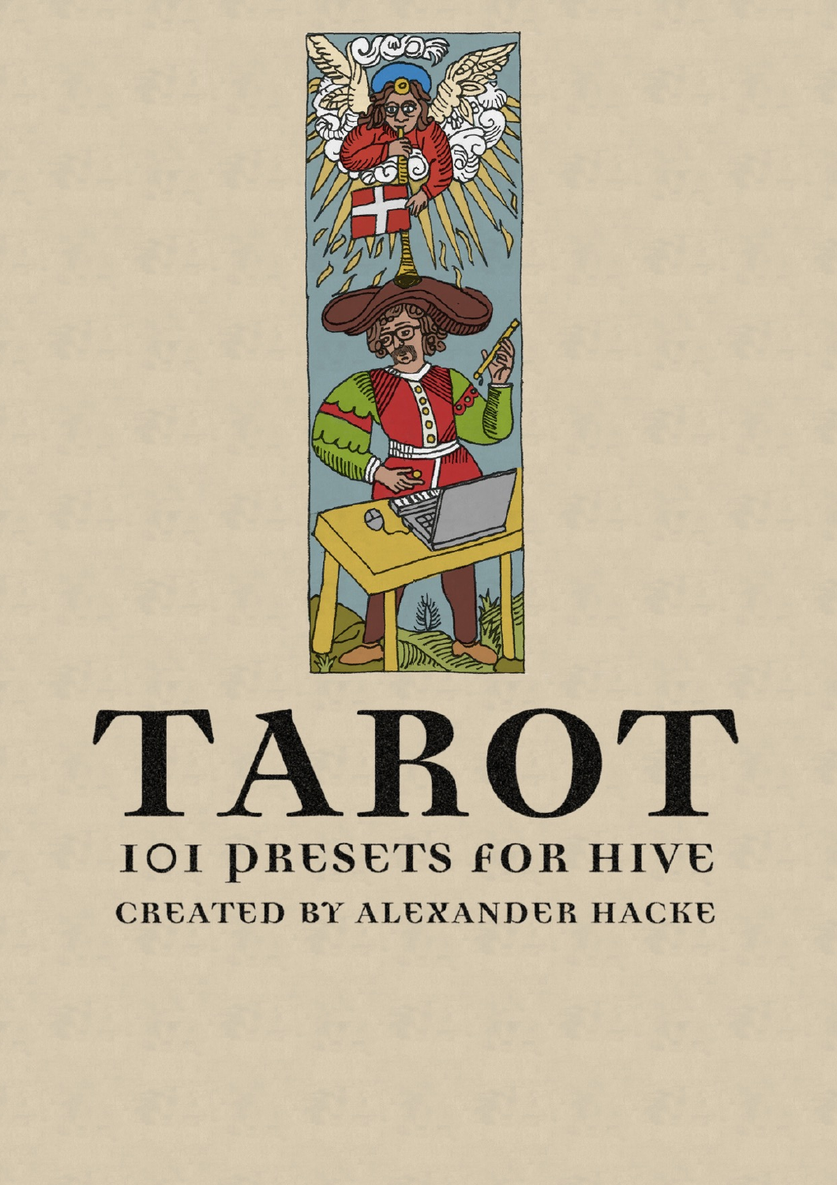# TAROT

## 101 PRESETS FOR HIVE

### CREATED BY ALEXANDER HACKE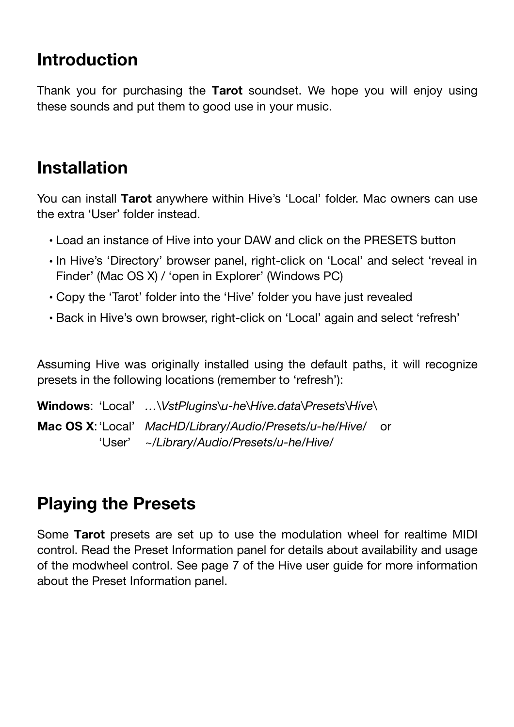## Introduction

Thank you for purchasing the **Tarot** soundset. We hope you will enjoy using these sounds and put them to good use in your music.

## Installation

You can install **Tarot** anywhere within Hive's 'Local' folder. Mac owners can use the extra 'User' folder instead.

- Load an instance of Hive into your DAW and click on the PRESETS button
- In Hive's 'Directory' browser panel, right-click on 'Local' and select 'reveal in Finder' (Mac OS X) / 'open in Explorer' (Windows PC)
- Copy the 'Tarot' folder into the 'Hive' folder you have just revealed
- Back in Hive's own browser, right-click on 'Local' again and select 'refresh'

Assuming Hive was originally installed using the default paths, it will recognize presets in the following locations (remember to 'refresh'):

**Windows**: 'Local' *…\VstPlugins\u-he\Hive.data\Presets\Hive\*

**Mac OS X**: 'Local' *MacHD/Library/Audio/Presets/u-he/Hive/* or
'User' *~/Library/Audio/Presets/u-he/Hive/*

## Playing the Presets

Some **Tarot** presets are set up to use the modulation wheel for realtime MIDI control. Read the Preset Information panel for details about availability and usage of the modwheel control. See page 7 of the Hive user guide for more information about the Preset Information panel.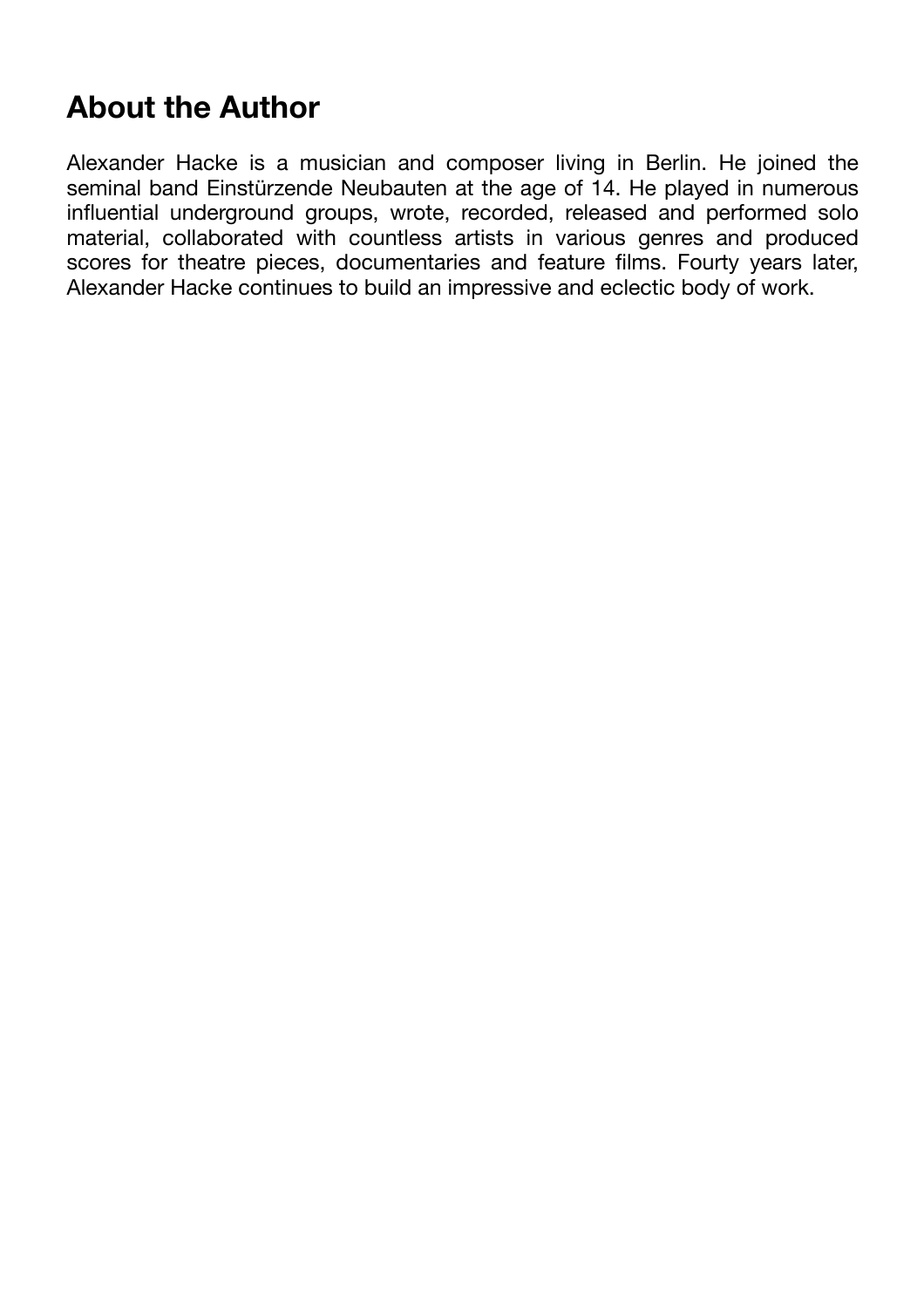## About the Author

Alexander Hacke is a musician and composer living in Berlin. He joined the seminal band Einstürzende Neubauten at the age of 14. He played in numerous influential underground groups, wrote, recorded, released and performed solo material, collaborated with countless artists in various genres and produced scores for theatre pieces, documentaries and feature films. Fourty years later, Alexander Hacke continues to build an impressive and eclectic body of work.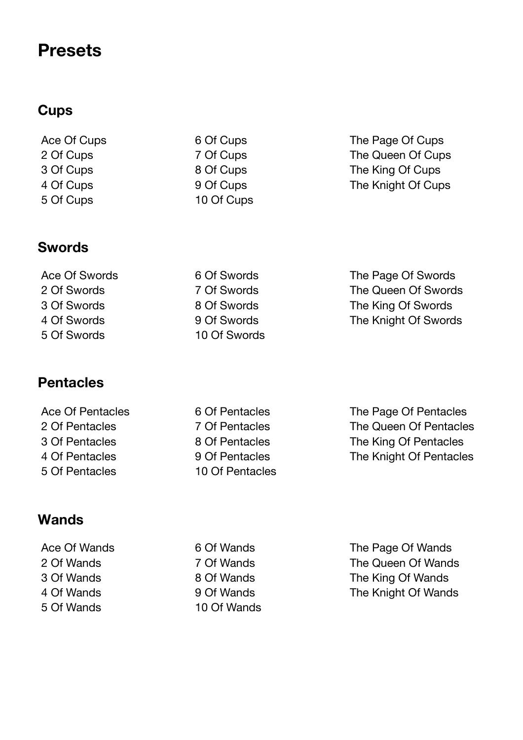# Presets

## Cups

Ace Of Cups
2 Of Cups
3 Of Cups
4 Of Cups
5 Of Cups
6 Of Cups
7 Of Cups
8 Of Cups
9 Of Cups
10 Of Cups
The Page Of Cups
The Queen Of Cups
The King Of Cups
The Knight Of Cups

## Swords

Ace Of Swords
2 Of Swords
3 Of Swords
4 Of Swords
5 Of Swords
6 Of Swords
7 Of Swords
8 Of Swords
9 Of Swords
10 Of Swords
The Page Of Swords
The Queen Of Swords
The King Of Swords
The Knight Of Swords

## Pentacles

Ace Of Pentacles
2 Of Pentacles
3 Of Pentacles
4 Of Pentacles
5 Of Pentacles
6 Of Pentacles
7 Of Pentacles
8 Of Pentacles
9 Of Pentacles
10 Of Pentacles
The Page Of Pentacles
The Queen Of Pentacles
The King Of Pentacles
The Knight Of Pentacles

## Wands

Ace Of Wands
2 Of Wands
3 Of Wands
4 Of Wands
5 Of Wands
6 Of Wands
7 Of Wands
8 Of Wands
9 Of Wands
10 Of Wands
The Page Of Wands
The Queen Of Wands
The King Of Wands
The Knight Of Wands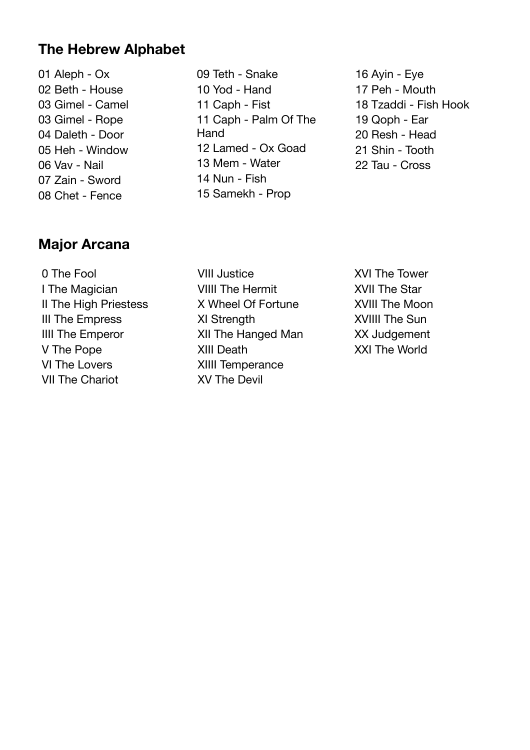## The Hebrew Alphabet

01 Aleph - Ox
02 Beth - House
03 Gimel - Camel
03 Gimel - Rope
04 Daleth - Door
05 Heh - Window
06 Vav - Nail
07 Zain - Sword
08 Chet - Fence
09 Teth - Snake
10 Yod - Hand
11 Caph - Fist
11 Caph - Palm Of The Hand
12 Lamed - Ox Goad
13 Mem - Water
14 Nun - Fish
15 Samekh - Prop
16 Ayin - Eye
17 Peh - Mouth
18 Tzaddi - Fish Hook
19 Qoph - Ear
20 Resh - Head
21 Shin - Tooth
22 Tau - Cross

## Major Arcana

0 The Fool
I The Magician
II The High Priestess
III The Empress
IIII The Emperor
V The Pope
VI The Lovers
VII The Chariot
VIII Justice
VIIII The Hermit
X Wheel Of Fortune
XI Strength
XII The Hanged Man
XIII Death
XIIII Temperance
XV The Devil
XVI The Tower
XVII The Star
XVIII The Moon
XVIIII The Sun
XX Judgement
XXI The World